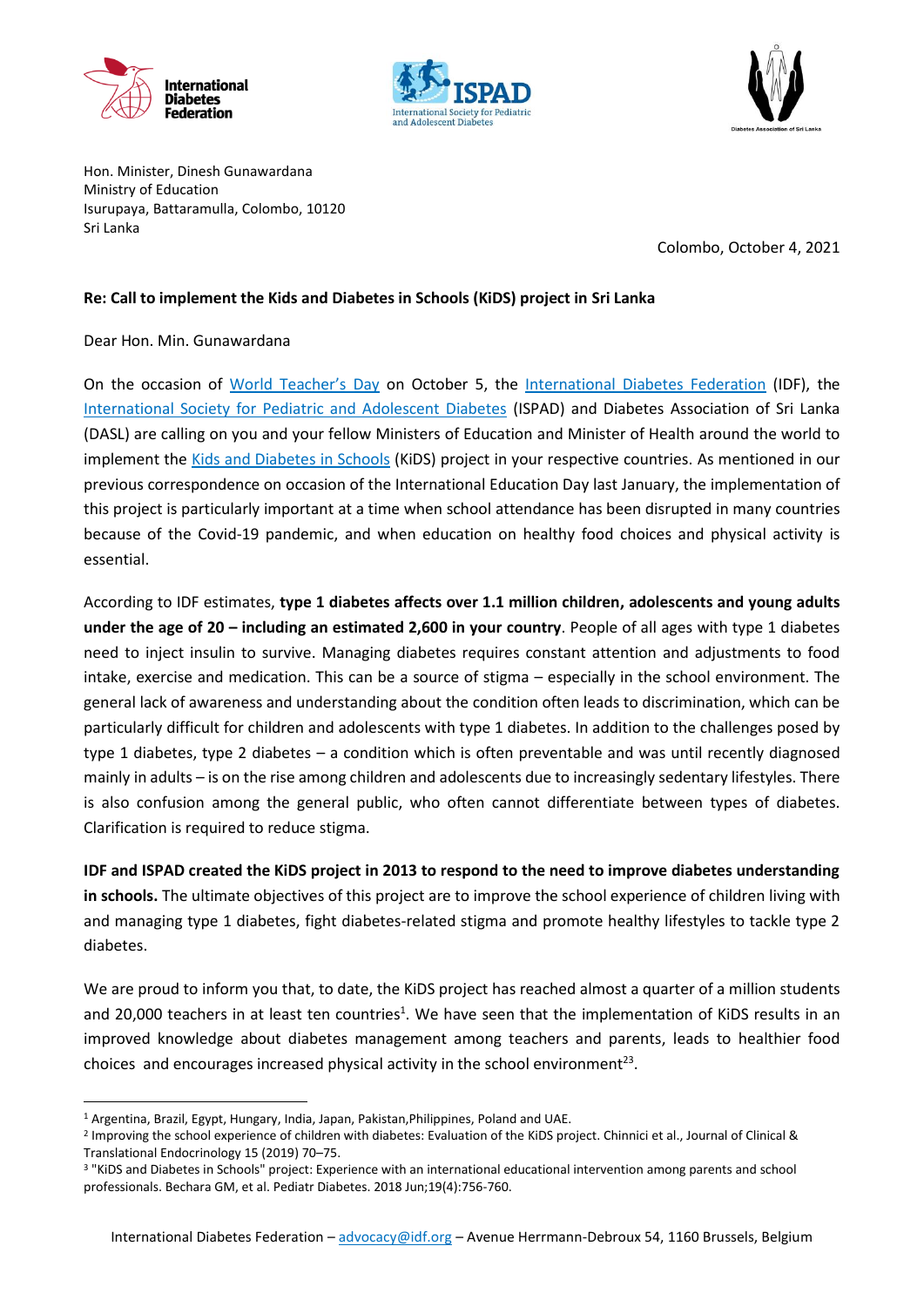International Diabetes Federation

ISPAD International Society for Pediatric and Adolescent Diabetes

Diabetes Association of Sri Lanka

Hon. Minister, Dinesh Gunawardana
Ministry of Education
Isurupaya, Battaramulla, Colombo, 10120
Sri Lanka

Colombo, October 4, 2021

**Re: Call to implement the Kids and Diabetes in Schools (KiDS) project in Sri Lanka**

Dear Hon. Min. Gunawardana

On the occasion of World Teacher's Day on October 5, the International Diabetes Federation (IDF), the International Society for Pediatric and Adolescent Diabetes (ISPAD) and Diabetes Association of Sri Lanka (DASL) are calling on you and your fellow Ministers of Education and Minister of Health around the world to implement the Kids and Diabetes in Schools (KiDS) project in your respective countries. As mentioned in our previous correspondence on occasion of the International Education Day last January, the implementation of this project is particularly important at a time when school attendance has been disrupted in many countries because of the Covid-19 pandemic, and when education on healthy food choices and physical activity is essential.

According to IDF estimates, **type 1 diabetes affects over 1.1 million children, adolescents and young adults under the age of 20 – including an estimated 2,600 in your country**. People of all ages with type 1 diabetes need to inject insulin to survive. Managing diabetes requires constant attention and adjustments to food intake, exercise and medication. This can be a source of stigma – especially in the school environment. The general lack of awareness and understanding about the condition often leads to discrimination, which can be particularly difficult for children and adolescents with type 1 diabetes. In addition to the challenges posed by type 1 diabetes, type 2 diabetes – a condition which is often preventable and was until recently diagnosed mainly in adults – is on the rise among children and adolescents due to increasingly sedentary lifestyles. There is also confusion among the general public, who often cannot differentiate between types of diabetes. Clarification is required to reduce stigma.

**IDF and ISPAD created the KiDS project in 2013 to respond to the need to improve diabetes understanding in schools.** The ultimate objectives of this project are to improve the school experience of children living with and managing type 1 diabetes, fight diabetes-related stigma and promote healthy lifestyles to tackle type 2 diabetes.

We are proud to inform you that, to date, the KiDS project has reached almost a quarter of a million students and 20,000 teachers in at least ten countries[1]. We have seen that the implementation of KiDS results in an improved knowledge about diabetes management among teachers and parents, leads to healthier food choices and encourages increased physical activity in the school environment[2,3].

---

[1] Argentina, Brazil, Egypt, Hungary, India, Japan, Pakistan,Philippines, Poland and UAE.

[2] Improving the school experience of children with diabetes: Evaluation of the KiDS project. Chinnici et al., Journal of Clinical & Translational Endocrinology 15 (2019) 70–75.

[3] "KiDS and Diabetes in Schools" project: Experience with an international educational intervention among parents and school professionals. Bechara GM, et al. Pediatr Diabetes. 2018 Jun;19(4):756-760.

International Diabetes Federation – advocacy@idf.org – Avenue Herrmann-Debroux 54, 1160 Brussels, Belgium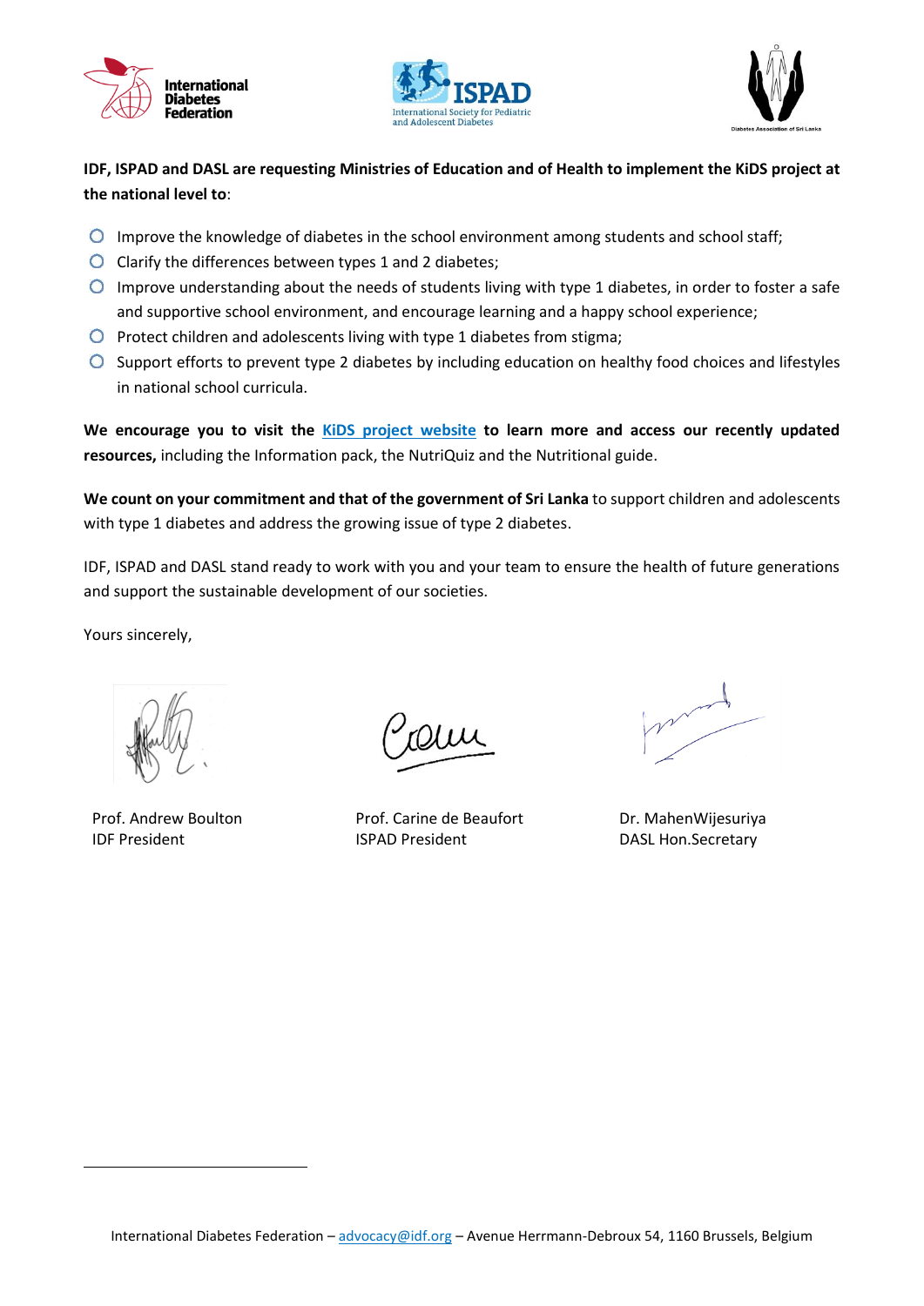**IDF, ISPAD and DASL are requesting Ministries of Education and of Health to implement the KiDS project at the national level to**:

- Improve the knowledge of diabetes in the school environment among students and school staff;
- Clarify the differences between types 1 and 2 diabetes;
- Improve understanding about the needs of students living with type 1 diabetes, in order to foster a safe and supportive school environment, and encourage learning and a happy school experience;
- Protect children and adolescents living with type 1 diabetes from stigma;
- Support efforts to prevent type 2 diabetes by including education on healthy food choices and lifestyles in national school curricula.

**We encourage you to visit the KiDS project website to learn more and access our recently updated resources,** including the Information pack, the NutriQuiz and the Nutritional guide.

**We count on your commitment and that of the government of Sri Lanka** to support children and adolescents with type 1 diabetes and address the growing issue of type 2 diabetes.

IDF, ISPAD and DASL stand ready to work with you and your team to ensure the health of future generations and support the sustainable development of our societies.

Yours sincerely,

Prof. Andrew Boulton
IDF President

Prof. Carine de Beaufort
ISPAD President

Dr. MahenWijesuriya
DASL Hon.Secretary

International Diabetes Federation – advocacy@idf.org – Avenue Herrmann-Debroux 54, 1160 Brussels, Belgium